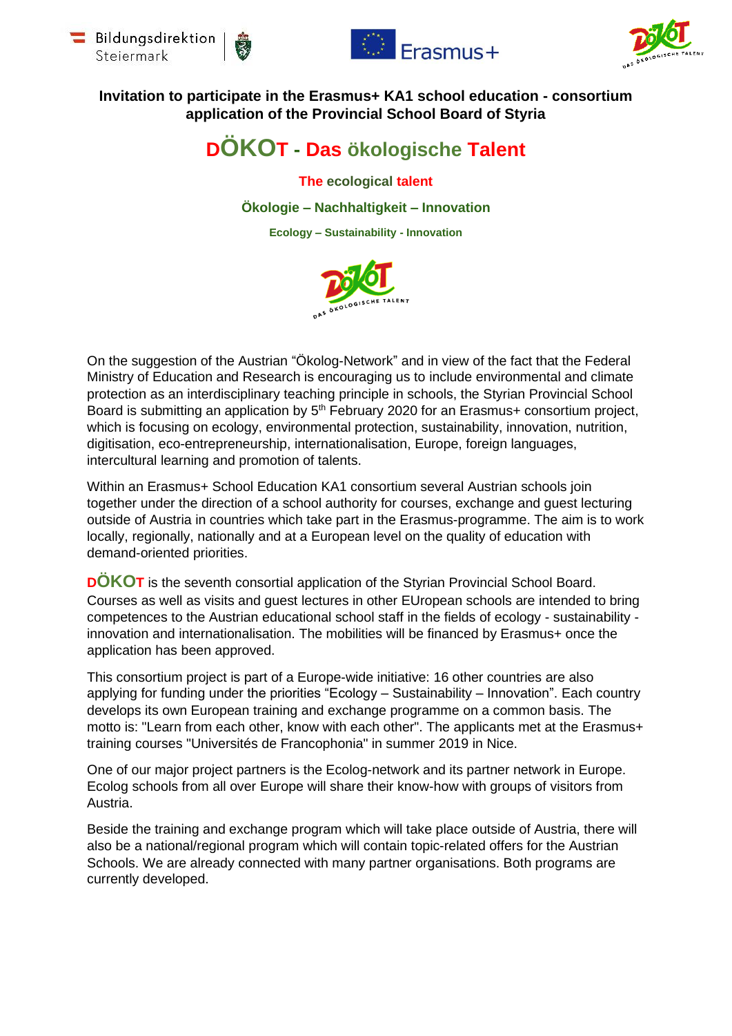**Invitation to participate in the Erasmus+ KA1 school education - consortium application of the Provincial School Board of Styria**

# DÖKOT - Das ökologische Talent

**The ecological talent**

**Ökologie – Nachhaltigkeit – Innovation**

**Ecology – Sustainability - Innovation**

On the suggestion of the Austrian "Ökolog-Network" and in view of the fact that the Federal Ministry of Education and Research is encouraging us to include environmental and climate protection as an interdisciplinary teaching principle in schools, the Styrian Provincial School Board is submitting an application by 5th February 2020 for an Erasmus+ consortium project, which is focusing on ecology, environmental protection, sustainability, innovation, nutrition, digitisation, eco-entrepreneurship, internationalisation, Europe, foreign languages, intercultural learning and promotion of talents.

Within an Erasmus+ School Education KA1 consortium several Austrian schools join together under the direction of a school authority for courses, exchange and guest lecturing outside of Austria in countries which take part in the Erasmus-programme. The aim is to work locally, regionally, nationally and at a European level on the quality of education with demand-oriented priorities.

**DÖKOT** is the seventh consortial application of the Styrian Provincial School Board. Courses as well as visits and guest lectures in other EUropean schools are intended to bring competences to the Austrian educational school staff in the fields of ecology - sustainability - innovation and internationalisation. The mobilities will be financed by Erasmus+ once the application has been approved.

This consortium project is part of a Europe-wide initiative: 16 other countries are also applying for funding under the priorities "Ecology – Sustainability – Innovation". Each country develops its own European training and exchange programme on a common basis. The motto is: "Learn from each other, know with each other". The applicants met at the Erasmus+ training courses "Universités de Francophonia" in summer 2019 in Nice.

One of our major project partners is the Ecolog-network and its partner network in Europe. Ecolog schools from all over Europe will share their know-how with groups of visitors from Austria.

Beside the training and exchange program which will take place outside of Austria, there will also be a national/regional program which will contain topic-related offers for the Austrian Schools. We are already connected with many partner organisations. Both programs are currently developed.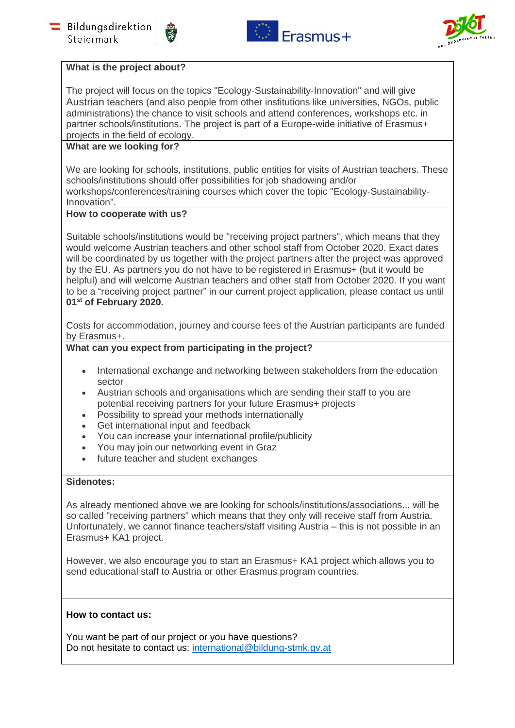**What is the project about?**

The project will focus on the topics "Ecology-Sustainability-Innovation" and will give Austrian teachers (and also people from other institutions like universities, NGOs, public administrations) the chance to visit schools and attend conferences, workshops etc. in partner schools/institutions. The project is part of a Europe-wide initiative of Erasmus+ projects in the field of ecology.

**What are we looking for?**

We are looking for schools, institutions, public entities for visits of Austrian teachers. These schools/institutions should offer possibilities for job shadowing and/or workshops/conferences/training courses which cover the topic "Ecology-Sustainability-Innovation".

**How to cooperate with us?**

Suitable schools/institutions would be "receiving project partners", which means that they would welcome Austrian teachers and other school staff from October 2020. Exact dates will be coordinated by us together with the project partners after the project was approved by the EU. As partners you do not have to be registered in Erasmus+ (but it would be helpful) and will welcome Austrian teachers and other staff from October 2020. If you want to be a "receiving project partner" in our current project application, please contact us until **01st of February 2020.**

Costs for accommodation, journey and course fees of the Austrian participants are funded by Erasmus+.

**What can you expect from participating in the project?**

- International exchange and networking between stakeholders from the education sector
- Austrian schools and organisations which are sending their staff to you are potential receiving partners for your future Erasmus+ projects
- Possibility to spread your methods internationally
- Get international input and feedback
- You can increase your international profile/publicity
- You may join our networking event in Graz
- future teacher and student exchanges

**Sidenotes:**

As already mentioned above we are looking for schools/institutions/associations... will be so called "receiving partners" which means that they only will receive staff from Austria. Unfortunately, we cannot finance teachers/staff visiting Austria – this is not possible in an Erasmus+ KA1 project.

However, we also encourage you to start an Erasmus+ KA1 project which allows you to send educational staff to Austria or other Erasmus program countries.

**How to contact us:**

You want be part of our project or you have questions?
Do not hesitate to contact us: international@bildung-stmk.gv.at